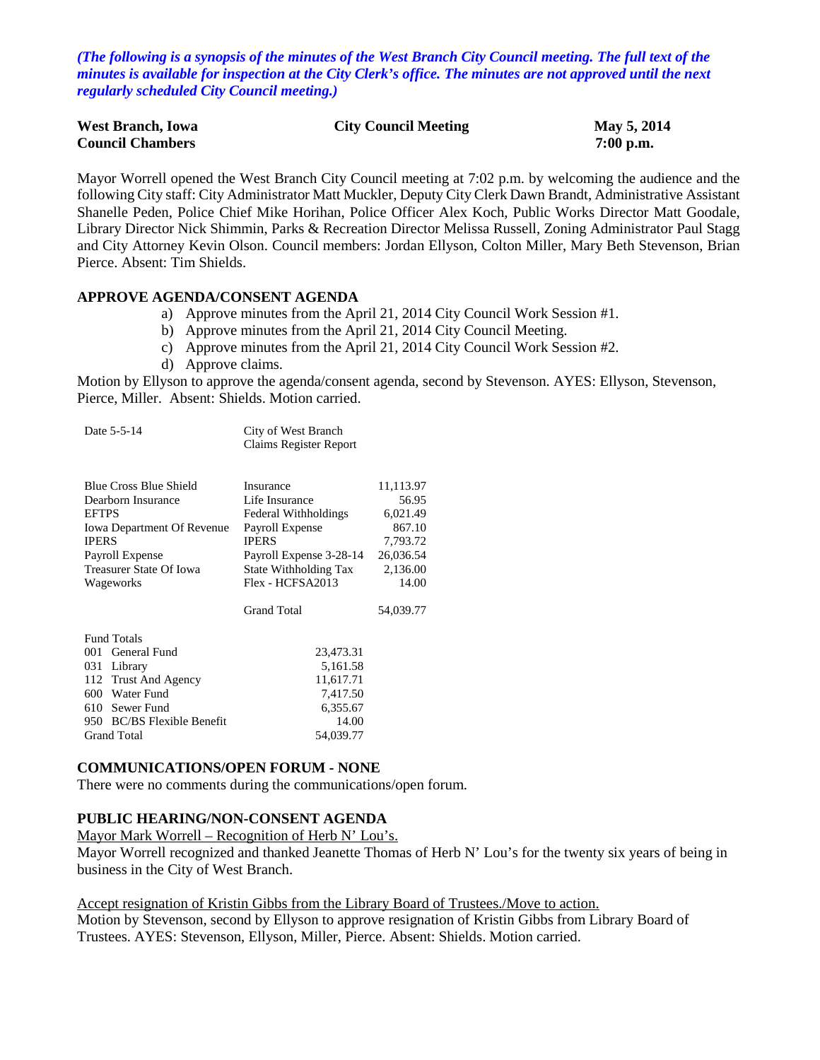*(The following is a synopsis of the minutes of the West Branch City Council meeting. The full text of the minutes is available for inspection at the City Clerk's office. The minutes are not approved until the next regularly scheduled City Council meeting.)*

| **West Branch, Iowa** | **City Council Meeting** | **May 5, 2014** |
|---|---|---|
| **Council Chambers** | | **7:00 p.m.** |

Mayor Worrell opened the West Branch City Council meeting at 7:02 p.m. by welcoming the audience and the following City staff: City Administrator Matt Muckler, Deputy City Clerk Dawn Brandt, Administrative Assistant Shanelle Peden, Police Chief Mike Horihan, Police Officer Alex Koch, Public Works Director Matt Goodale, Library Director Nick Shimmin, Parks & Recreation Director Melissa Russell, Zoning Administrator Paul Stagg and City Attorney Kevin Olson. Council members: Jordan Ellyson, Colton Miller, Mary Beth Stevenson, Brian Pierce. Absent: Tim Shields.

**APPROVE AGENDA/CONSENT AGENDA**

a) Approve minutes from the April 21, 2014 City Council Work Session #1.
b) Approve minutes from the April 21, 2014 City Council Meeting.
c) Approve minutes from the April 21, 2014 City Council Work Session #2.
d) Approve claims.

Motion by Ellyson to approve the agenda/consent agenda, second by Stevenson. AYES: Ellyson, Stevenson, Pierce, Miller. Absent: Shields. Motion carried.

Date 5-5-14 — City of West Branch Claims Register Report

| | | |
|---|---|---|
| Blue Cross Blue Shield | Insurance | 11,113.97 |
| Dearborn Insurance | Life Insurance | 56.95 |
| EFTPS | Federal Withholdings | 6,021.49 |
| Iowa Department Of Revenue | Payroll Expense | 867.10 |
| IPERS | IPERS | 7,793.72 |
| Payroll Expense | Payroll Expense 3-28-14 | 26,036.54 |
| Treasurer State Of Iowa | State Withholding Tax | 2,136.00 |
| Wageworks | Flex - HCFSA2013 | 14.00 |
| | Grand Total | 54,039.77 |

| Fund Totals | |
|---|---|
| 001 General Fund | 23,473.31 |
| 031 Library | 5,161.58 |
| 112 Trust And Agency | 11,617.71 |
| 600 Water Fund | 7,417.50 |
| 610 Sewer Fund | 6,355.67 |
| 950 BC/BS Flexible Benefit | 14.00 |
| Grand Total | 54,039.77 |

**COMMUNICATIONS/OPEN FORUM - NONE**

There were no comments during the communications/open forum.

**PUBLIC HEARING/NON-CONSENT AGENDA**

Mayor Mark Worrell – Recognition of Herb N' Lou's.

Mayor Worrell recognized and thanked Jeanette Thomas of Herb N' Lou's for the twenty six years of being in business in the City of West Branch.

Accept resignation of Kristin Gibbs from the Library Board of Trustees./Move to action.

Motion by Stevenson, second by Ellyson to approve resignation of Kristin Gibbs from Library Board of Trustees. AYES: Stevenson, Ellyson, Miller, Pierce. Absent: Shields. Motion carried.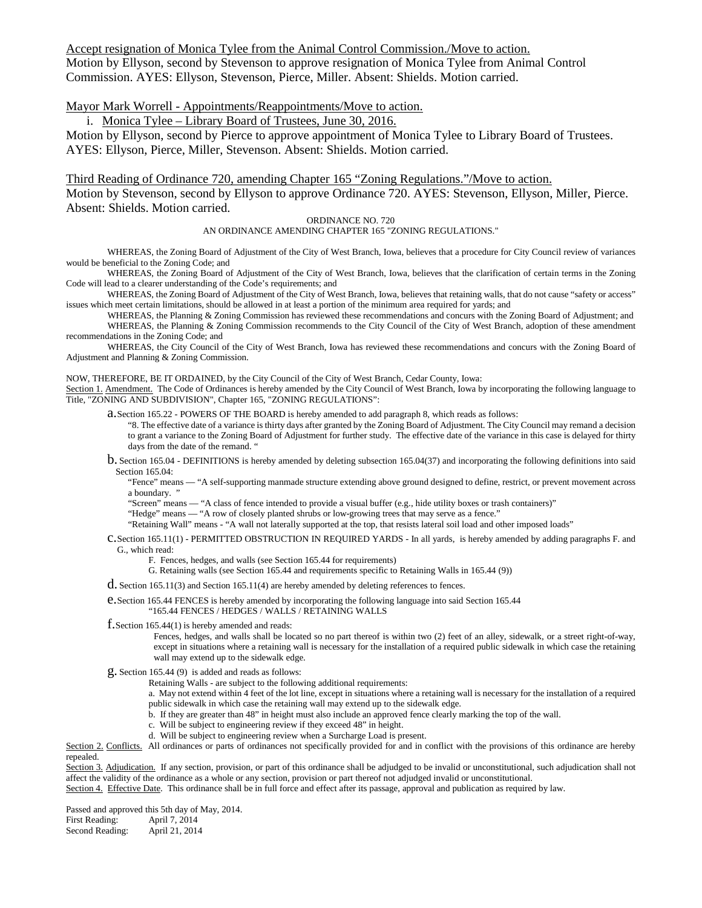Accept resignation of Monica Tylee from the Animal Control Commission./Move to action.

Motion by Ellyson, second by Stevenson to approve resignation of Monica Tylee from Animal Control Commission. AYES: Ellyson, Stevenson, Pierce, Miller. Absent: Shields. Motion carried.

Mayor Mark Worrell - Appointments/Reappointments/Move to action.

i. Monica Tylee – Library Board of Trustees, June 30, 2016.

Motion by Ellyson, second by Pierce to approve appointment of Monica Tylee to Library Board of Trustees. AYES: Ellyson, Pierce, Miller, Stevenson. Absent: Shields. Motion carried.

Third Reading of Ordinance 720, amending Chapter 165 "Zoning Regulations."/Move to action.

Motion by Stevenson, second by Ellyson to approve Ordinance 720. AYES: Stevenson, Ellyson, Miller, Pierce. Absent: Shields. Motion carried.

ORDINANCE NO. 720

AN ORDINANCE AMENDING CHAPTER 165 "ZONING REGULATIONS."

WHEREAS, the Zoning Board of Adjustment of the City of West Branch, Iowa, believes that a procedure for City Council review of variances would be beneficial to the Zoning Code; and

WHEREAS, the Zoning Board of Adjustment of the City of West Branch, Iowa, believes that the clarification of certain terms in the Zoning Code will lead to a clearer understanding of the Code's requirements; and

WHEREAS, the Zoning Board of Adjustment of the City of West Branch, Iowa, believes that retaining walls, that do not cause "safety or access" issues which meet certain limitations, should be allowed in at least a portion of the minimum area required for yards; and

WHEREAS, the Planning & Zoning Commission has reviewed these recommendations and concurs with the Zoning Board of Adjustment; and

WHEREAS, the Planning & Zoning Commission recommends to the City Council of the City of West Branch, adoption of these amendment recommendations in the Zoning Code; and

WHEREAS, the City Council of the City of West Branch, Iowa has reviewed these recommendations and concurs with the Zoning Board of Adjustment and Planning & Zoning Commission.

NOW, THEREFORE, BE IT ORDAINED, by the City Council of the City of West Branch, Cedar County, Iowa:

Section 1. Amendment. The Code of Ordinances is hereby amended by the City Council of West Branch, Iowa by incorporating the following language to Title, "ZONING AND SUBDIVISION", Chapter 165, "ZONING REGULATIONS":

a. Section 165.22 - POWERS OF THE BOARD is hereby amended to add paragraph 8, which reads as follows:

"8. The effective date of a variance is thirty days after granted by the Zoning Board of Adjustment. The City Council may remand a decision to grant a variance to the Zoning Board of Adjustment for further study. The effective date of the variance in this case is delayed for thirty days from the date of the remand. "

b. Section 165.04 - DEFINITIONS is hereby amended by deleting subsection 165.04(37) and incorporating the following definitions into said Section 165.04:

"Fence" means — "A self-supporting manmade structure extending above ground designed to define, restrict, or prevent movement across a boundary. "

"Screen" means — "A class of fence intended to provide a visual buffer (e.g., hide utility boxes or trash containers)"

"Hedge" means — "A row of closely planted shrubs or low-growing trees that may serve as a fence."

"Retaining Wall" means - "A wall not laterally supported at the top, that resists lateral soil load and other imposed loads"

c. Section 165.11(1) - PERMITTED OBSTRUCTION IN REQUIRED YARDS - In all yards, is hereby amended by adding paragraphs F. and G., which read:

F. Fences, hedges, and walls (see Section 165.44 for requirements)

G. Retaining walls (see Section 165.44 and requirements specific to Retaining Walls in 165.44 (9))

d. Section 165.11(3) and Section 165.11(4) are hereby amended by deleting references to fences.

e. Section 165.44 FENCES is hereby amended by incorporating the following language into said Section 165.44

"165.44 FENCES / HEDGES / WALLS / RETAINING WALLS

f. Section 165.44(1) is hereby amended and reads:

Fences, hedges, and walls shall be located so no part thereof is within two (2) feet of an alley, sidewalk, or a street right-of-way, except in situations where a retaining wall is necessary for the installation of a required public sidewalk in which case the retaining wall may extend up to the sidewalk edge.

g. Section 165.44 (9) is added and reads as follows:

Retaining Walls - are subject to the following additional requirements:

a. May not extend within 4 feet of the lot line, except in situations where a retaining wall is necessary for the installation of a required public sidewalk in which case the retaining wall may extend up to the sidewalk edge.

b. If they are greater than 48" in height must also include an approved fence clearly marking the top of the wall.

c. Will be subject to engineering review if they exceed 48" in height.

d. Will be subject to engineering review when a Surcharge Load is present.

Section 2. Conflicts. All ordinances or parts of ordinances not specifically provided for and in conflict with the provisions of this ordinance are hereby repealed.

Section 3. Adjudication. If any section, provision, or part of this ordinance shall be adjudged to be invalid or unconstitutional, such adjudication shall not affect the validity of the ordinance as a whole or any section, provision or part thereof not adjudged invalid or unconstitutional.

Section 4. Effective Date. This ordinance shall be in full force and effect after its passage, approval and publication as required by law.

Passed and approved this 5th day of May, 2014.

First Reading: April 7, 2014

Second Reading: April 21, 2014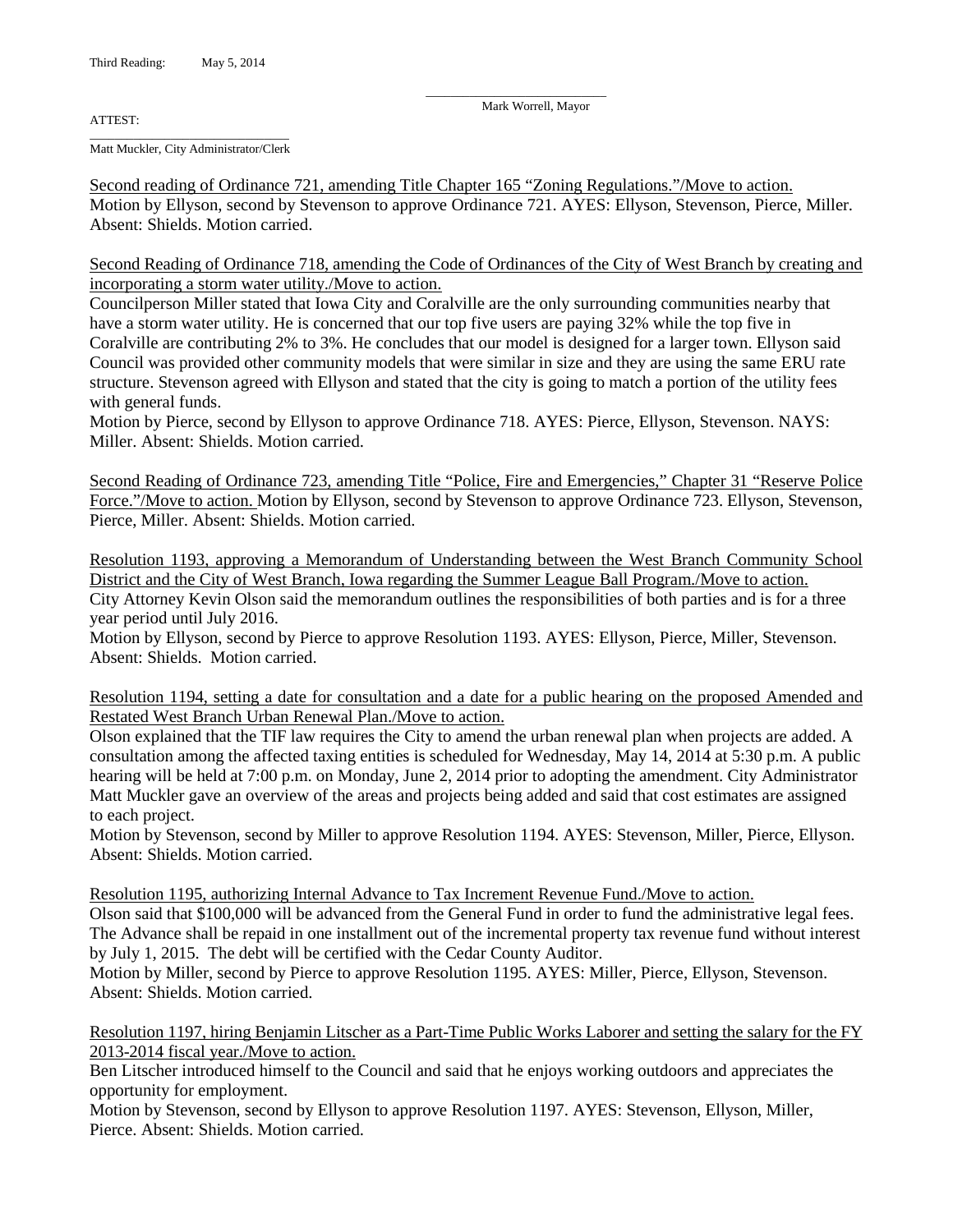Third Reading: May 5, 2014

\_\_\_\_\_\_\_\_\_\_\_\_\_\_\_\_\_\_\_\_\_\_\_\_\_\_\_\_
Mark Worrell, Mayor

ATTEST:

\_\_\_\_\_\_\_\_\_\_\_\_\_\_\_\_\_\_\_\_\_\_\_\_\_\_\_\_
Matt Muckler, City Administrator/Clerk

<u>Second reading of Ordinance 721, amending Title Chapter 165 "Zoning Regulations."/Move to action.</u>
Motion by Ellyson, second by Stevenson to approve Ordinance 721. AYES: Ellyson, Stevenson, Pierce, Miller. Absent: Shields. Motion carried.

<u>Second Reading of Ordinance 718, amending the Code of Ordinances of the City of West Branch by creating and incorporating a storm water utility./Move to action.</u>
Councilperson Miller stated that Iowa City and Coralville are the only surrounding communities nearby that have a storm water utility. He is concerned that our top five users are paying 32% while the top five in Coralville are contributing 2% to 3%. He concludes that our model is designed for a larger town. Ellyson said Council was provided other community models that were similar in size and they are using the same ERU rate structure. Stevenson agreed with Ellyson and stated that the city is going to match a portion of the utility fees with general funds.
Motion by Pierce, second by Ellyson to approve Ordinance 718. AYES: Pierce, Ellyson, Stevenson. NAYS: Miller. Absent: Shields. Motion carried.

<u>Second Reading of Ordinance 723, amending Title "Police, Fire and Emergencies," Chapter 31 "Reserve Police Force."/Move to action.</u> Motion by Ellyson, second by Stevenson to approve Ordinance 723. Ellyson, Stevenson, Pierce, Miller. Absent: Shields. Motion carried.

<u>Resolution 1193, approving a Memorandum of Understanding between the West Branch Community School District and the City of West Branch, Iowa regarding the Summer League Ball Program./Move to action.</u>
City Attorney Kevin Olson said the memorandum outlines the responsibilities of both parties and is for a three year period until July 2016.
Motion by Ellyson, second by Pierce to approve Resolution 1193. AYES: Ellyson, Pierce, Miller, Stevenson. Absent: Shields. Motion carried.

<u>Resolution 1194, setting a date for consultation and a date for a public hearing on the proposed Amended and Restated West Branch Urban Renewal Plan./Move to action.</u>
Olson explained that the TIF law requires the City to amend the urban renewal plan when projects are added. A consultation among the affected taxing entities is scheduled for Wednesday, May 14, 2014 at 5:30 p.m. A public hearing will be held at 7:00 p.m. on Monday, June 2, 2014 prior to adopting the amendment. City Administrator Matt Muckler gave an overview of the areas and projects being added and said that cost estimates are assigned to each project.
Motion by Stevenson, second by Miller to approve Resolution 1194. AYES: Stevenson, Miller, Pierce, Ellyson. Absent: Shields. Motion carried.

<u>Resolution 1195, authorizing Internal Advance to Tax Increment Revenue Fund./Move to action.</u>
Olson said that $100,000 will be advanced from the General Fund in order to fund the administrative legal fees. The Advance shall be repaid in one installment out of the incremental property tax revenue fund without interest by July 1, 2015. The debt will be certified with the Cedar County Auditor.
Motion by Miller, second by Pierce to approve Resolution 1195. AYES: Miller, Pierce, Ellyson, Stevenson. Absent: Shields. Motion carried.

<u>Resolution 1197, hiring Benjamin Litscher as a Part-Time Public Works Laborer and setting the salary for the FY 2013-2014 fiscal year./Move to action.</u>
Ben Litscher introduced himself to the Council and said that he enjoys working outdoors and appreciates the opportunity for employment.
Motion by Stevenson, second by Ellyson to approve Resolution 1197. AYES: Stevenson, Ellyson, Miller, Pierce. Absent: Shields. Motion carried.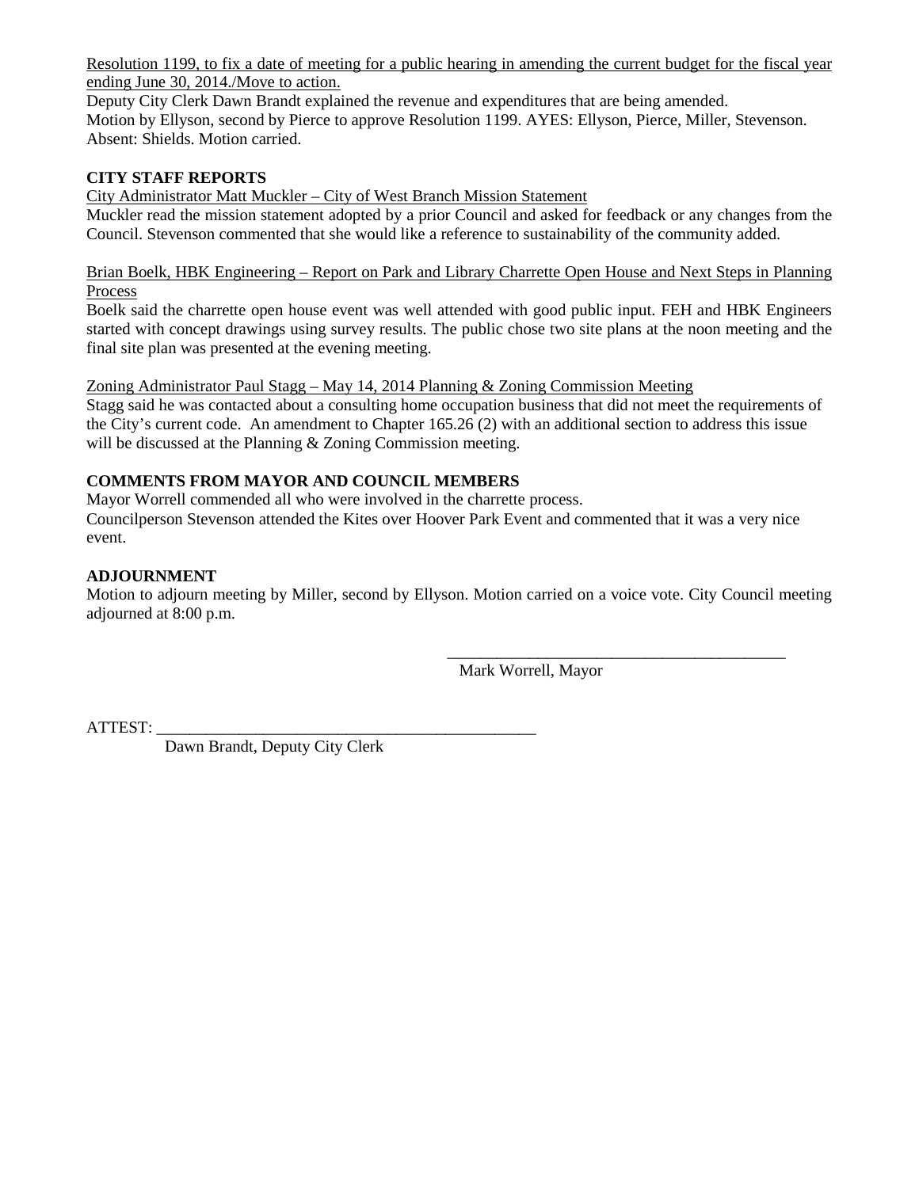Resolution 1199, to fix a date of meeting for a public hearing in amending the current budget for the fiscal year ending June 30, 2014./Move to action.

Deputy City Clerk Dawn Brandt explained the revenue and expenditures that are being amended.
Motion by Ellyson, second by Pierce to approve Resolution 1199. AYES: Ellyson, Pierce, Miller, Stevenson. Absent: Shields. Motion carried.

**CITY STAFF REPORTS**

City Administrator Matt Muckler – City of West Branch Mission Statement

Muckler read the mission statement adopted by a prior Council and asked for feedback or any changes from the Council. Stevenson commented that she would like a reference to sustainability of the community added.

Brian Boelk, HBK Engineering – Report on Park and Library Charrette Open House and Next Steps in Planning Process

Boelk said the charrette open house event was well attended with good public input. FEH and HBK Engineers started with concept drawings using survey results. The public chose two site plans at the noon meeting and the final site plan was presented at the evening meeting.

Zoning Administrator Paul Stagg – May 14, 2014 Planning & Zoning Commission Meeting

Stagg said he was contacted about a consulting home occupation business that did not meet the requirements of the City's current code. An amendment to Chapter 165.26 (2) with an additional section to address this issue will be discussed at the Planning & Zoning Commission meeting.

**COMMENTS FROM MAYOR AND COUNCIL MEMBERS**

Mayor Worrell commended all who were involved in the charrette process.
Councilperson Stevenson attended the Kites over Hoover Park Event and commented that it was a very nice event.

**ADJOURNMENT**

Motion to adjourn meeting by Miller, second by Ellyson. Motion carried on a voice vote. City Council meeting adjourned at 8:00 p.m.

\_\_\_\_\_\_\_\_\_\_\_\_\_\_\_\_\_\_\_\_\_\_\_\_\_\_\_\_\_\_\_\_\_\_\_\_\_\_\_\_\_
Mark Worrell, Mayor

ATTEST: \_\_\_\_\_\_\_\_\_\_\_\_\_\_\_\_\_\_\_\_\_\_\_\_\_\_\_\_\_\_\_\_\_\_\_\_\_\_\_\_\_\_\_\_\_\_\_
Dawn Brandt, Deputy City Clerk